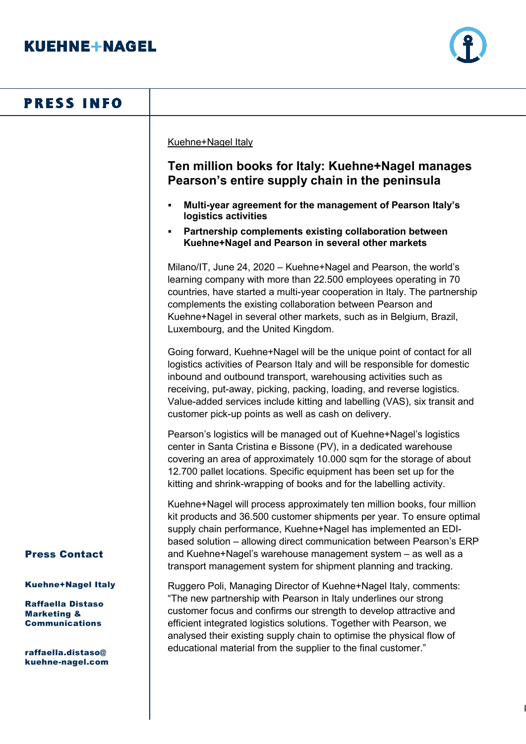**KUEHNE+NAGEL**

**PRESS INFO**

Kuehne+Nagel Italy

## Ten million books for Italy: Kuehne+Nagel manages Pearson's entire supply chain in the peninsula

- **Multi-year agreement for the management of Pearson Italy's logistics activities**
- **Partnership complements existing collaboration between Kuehne+Nagel and Pearson in several other markets**

Milano/IT, June 24, 2020 – Kuehne+Nagel and Pearson, the world's learning company with more than 22.500 employees operating in 70 countries, have started a multi-year cooperation in Italy. The partnership complements the existing collaboration between Pearson and Kuehne+Nagel in several other markets, such as in Belgium, Brazil, Luxembourg, and the United Kingdom.

Going forward, Kuehne+Nagel will be the unique point of contact for all logistics activities of Pearson Italy and will be responsible for domestic inbound and outbound transport, warehousing activities such as receiving, put-away, picking, packing, loading, and reverse logistics. Value-added services include kitting and labelling (VAS), six transit and customer pick-up points as well as cash on delivery.

Pearson's logistics will be managed out of Kuehne+Nagel's logistics center in Santa Cristina e Bissone (PV), in a dedicated warehouse covering an area of approximately 10.000 sqm for the storage of about 12.700 pallet locations. Specific equipment has been set up for the kitting and shrink-wrapping of books and for the labelling activity.

Kuehne+Nagel will process approximately ten million books, four million kit products and 36.500 customer shipments per year. To ensure optimal supply chain performance, Kuehne+Nagel has implemented an EDI-based solution – allowing direct communication between Pearson's ERP and Kuehne+Nagel's warehouse management system – as well as a transport management system for shipment planning and tracking.

Ruggero Poli, Managing Director of Kuehne+Nagel Italy, comments: "The new partnership with Pearson in Italy underlines our strong customer focus and confirms our strength to develop attractive and efficient integrated logistics solutions. Together with Pearson, we analysed their existing supply chain to optimise the physical flow of educational material from the supplier to the final customer."

**Press Contact**

**Kuehne+Nagel Italy**

**Raffaella Distaso**
**Marketing & Communications**

**raffaella.distaso@kuehne-nagel.com**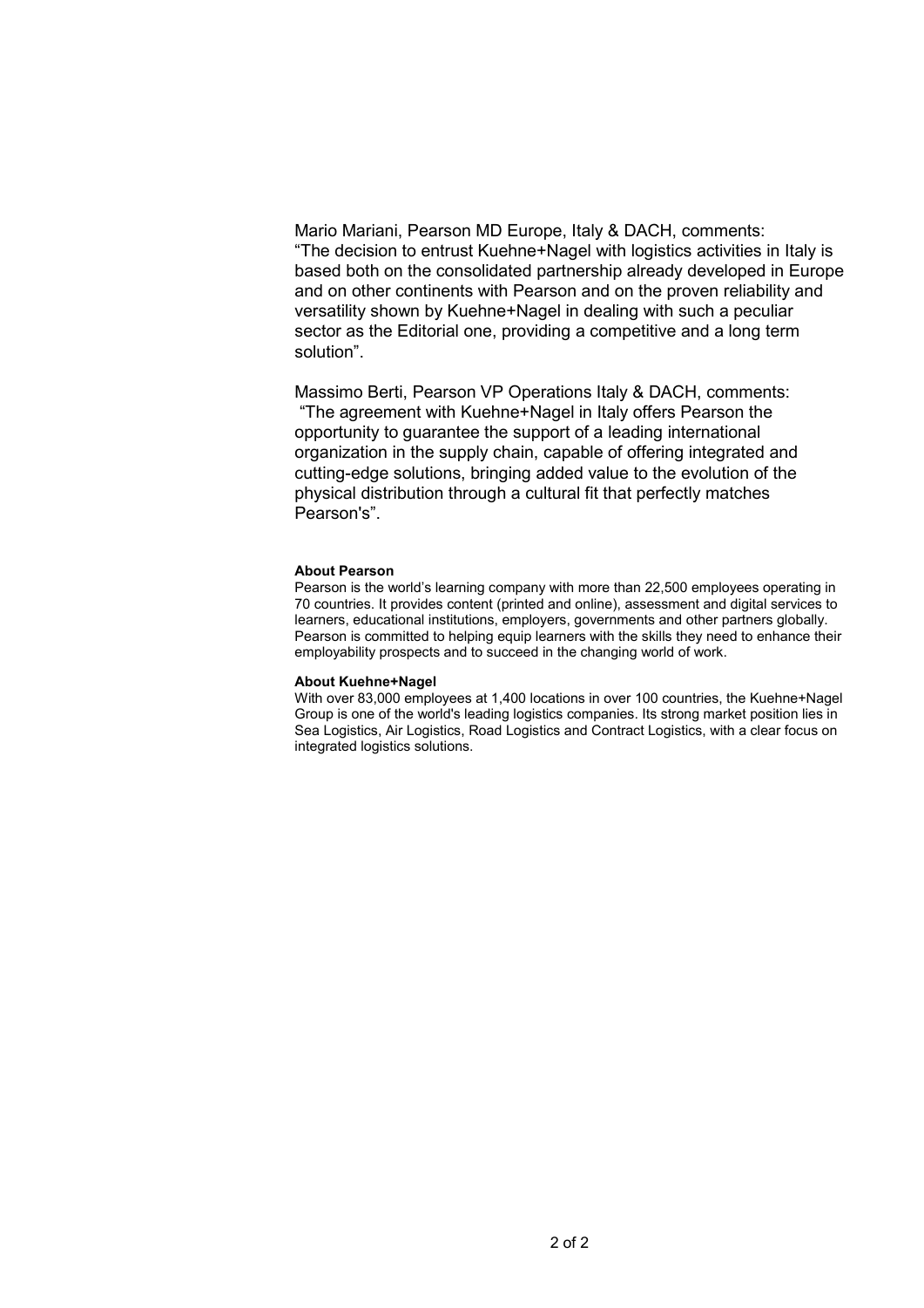Mario Mariani, Pearson MD Europe, Italy & DACH, comments:
"The decision to entrust Kuehne+Nagel with logistics activities in Italy is based both on the consolidated partnership already developed in Europe and on other continents with Pearson and on the proven reliability and versatility shown by Kuehne+Nagel in dealing with such a peculiar sector as the Editorial one, providing a competitive and a long term solution".

Massimo Berti, Pearson VP Operations Italy & DACH, comments:
"The agreement with Kuehne+Nagel in Italy offers Pearson the opportunity to guarantee the support of a leading international organization in the supply chain, capable of offering integrated and cutting-edge solutions, bringing added value to the evolution of the physical distribution through a cultural fit that perfectly matches Pearson's".

**About Pearson**

Pearson is the world's learning company with more than 22,500 employees operating in 70 countries. It provides content (printed and online), assessment and digital services to learners, educational institutions, employers, governments and other partners globally. Pearson is committed to helping equip learners with the skills they need to enhance their employability prospects and to succeed in the changing world of work.

**About Kuehne+Nagel**

With over 83,000 employees at 1,400 locations in over 100 countries, the Kuehne+Nagel Group is one of the world's leading logistics companies. Its strong market position lies in Sea Logistics, Air Logistics, Road Logistics and Contract Logistics, with a clear focus on integrated logistics solutions.